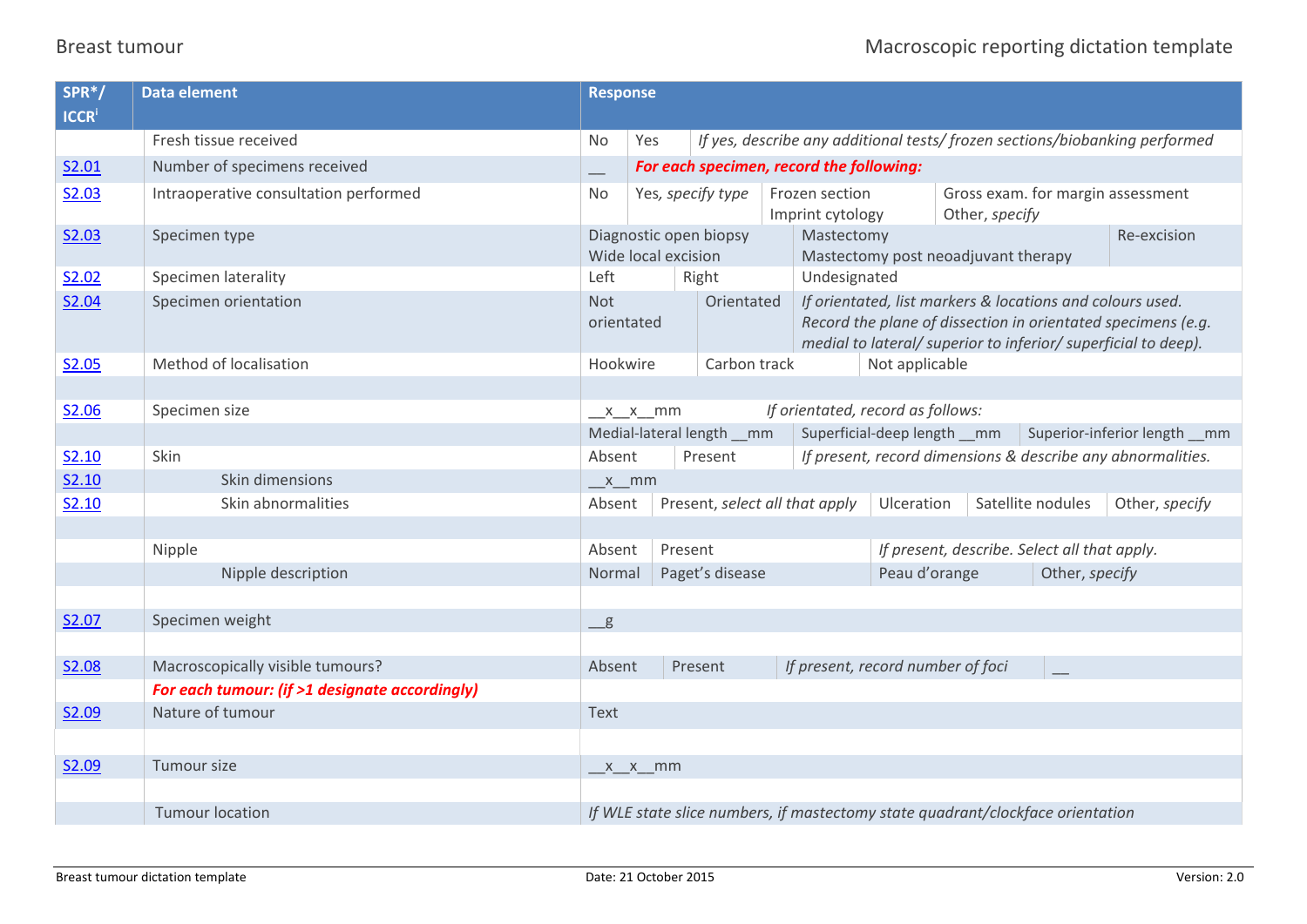| SPR*/ ICCR[i] | Data element | Response | | | | | |
|---|---|---|---|---|---|---|---|
| | Fresh tissue received | No | Yes | *If yes, describe any additional tests/ frozen sections/biobanking performed* | | | |
| S2.01 | Number of specimens received | __ | ***For each specimen, record the following:*** | | | | |
| S2.03 | Intraoperative consultation performed | No | Yes, *specify type* | Frozen section<br>Imprint cytology | Gross exam. for margin assessment<br>Other, *specify* | | |
| S2.03 | Specimen type | Diagnostic open biopsy<br>Wide local excision | Mastectomy<br>Mastectomy post neoadjuvant therapy | Re-excision | | | |
| S2.02 | Specimen laterality | Left | Right | Undesignated | | | |
| S2.04 | Specimen orientation | Not orientated | Orientated | *If orientated, list markers & locations and colours used. Record the plane of dissection in orientated specimens (e.g. medial to lateral/ superior to inferior/ superficial to deep).* | | | |
| S2.05 | Method of localisation | Hookwire | Carbon track | Not applicable | | | |
| | | | | | | | |
| S2.06 | Specimen size | __x__x__mm | *If orientated, record as follows:* | | | | |
| | | Medial-lateral length __mm | Superficial-deep length __mm | Superior-inferior length __mm | | | |
| S2.10 | Skin | Absent | Present | *If present, record dimensions & describe any abnormalities.* | | | |
| S2.10 | Skin dimensions | __x__mm | | | | | |
| S2.10 | Skin abnormalities | Absent | Present, *select all that apply* | Ulceration | Satellite nodules | Other, *specify* | |
| | | | | | | | |
| | Nipple | Absent | Present | *If present, describe. Select all that apply.* | | | |
| | Nipple description | Normal | Paget's disease | Peau d'orange | Other, *specify* | | |
| | | | | | | | |
| S2.07 | Specimen weight | __g | | | | | |
| | | | | | | | |
| S2.08 | Macroscopically visible tumours? | Absent | Present | *If present, record number of foci* | __ | | |
| | ***For each tumour: (if >1 designate accordingly)*** | | | | | | |
| S2.09 | Nature of tumour | Text | | | | | |
| | | | | | | | |
| S2.09 | Tumour size | __x__x__mm | | | | | |
| | | | | | | | |
| | Tumour location | *If WLE state slice numbers, if mastectomy state quadrant/clockface orientation* | | | | | |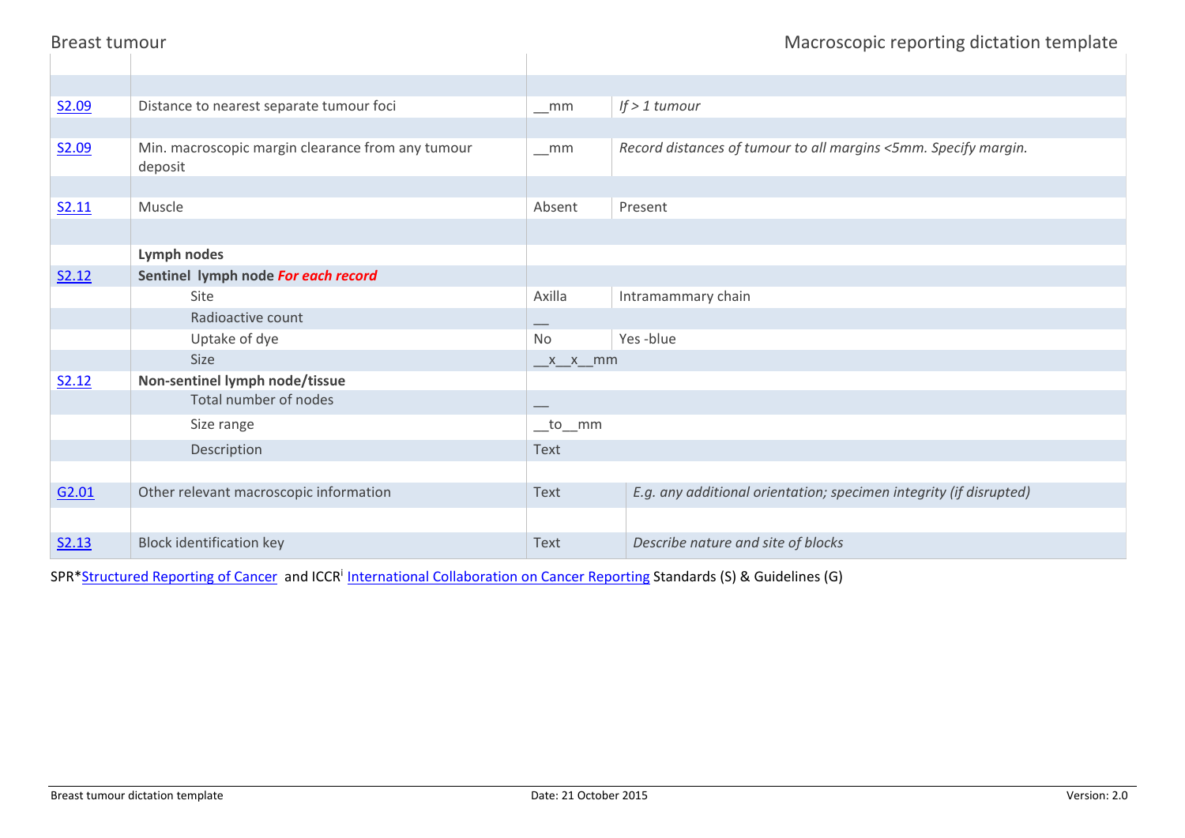| | | | |
|---|---|---|---|
| | | | |
| S2.09 | Distance to nearest separate tumour foci | __mm | *If > 1 tumour* |
| | | | |
| S2.09 | Min. macroscopic margin clearance from any tumour deposit | __mm | *Record distances of tumour to all margins <5mm. Specify margin.* |
| | | | |
| S2.11 | Muscle | Absent | Present |
| | | | |
| | **Lymph nodes** | | |
| S2.12 | **Sentinel lymph node *For each record*** | | |
| | Site | Axilla | Intramammary chain |
| | Radioactive count | __ | |
| | Uptake of dye | No | Yes -blue |
| | Size | __x__x__mm | |
| S2.12 | **Non-sentinel lymph node/tissue** | | |
| | Total number of nodes | __ | |
| | Size range | __to__mm | |
| | Description | Text | |
| | | | |
| G2.01 | Other relevant macroscopic information | Text | *E.g. any additional orientation; specimen integrity (if disrupted)* |
| | | | |
| S2.13 | Block identification key | Text | *Describe nature and site of blocks* |

SPR*Structured Reporting of Cancer and ICCR[i] International Collaboration on Cancer Reporting Standards (S) & Guidelines (G)